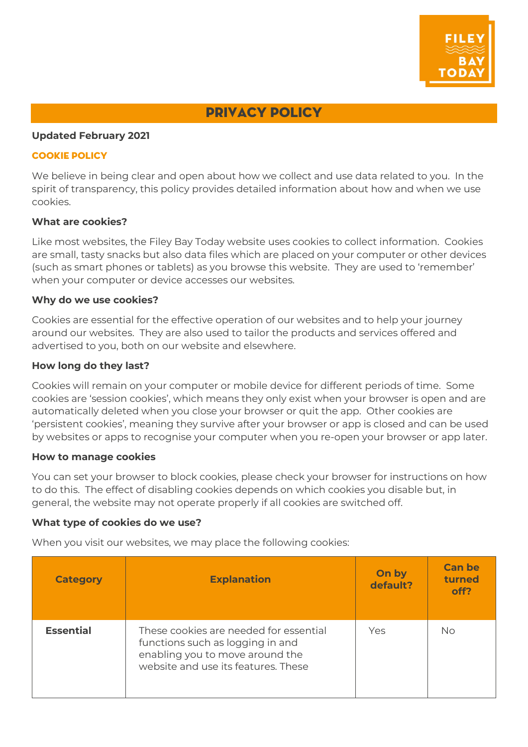# PRIVACY POLICY

**Updated February 2021**

## COOKIE POLICY

We believe in being clear and open about how we collect and use data related to you. In the spirit of transparency, this policy provides detailed information about how and when we use cookies.

### What are cookies?

Like most websites, the Filey Bay Today website uses cookies to collect information. Cookies are small, tasty snacks but also data files which are placed on your computer or other devices (such as smart phones or tablets) as you browse this website. They are used to 'remember' when your computer or device accesses our websites.

### Why do we use cookies?

Cookies are essential for the effective operation of our websites and to help your journey around our websites. They are also used to tailor the products and services offered and advertised to you, both on our website and elsewhere.

### How long do they last?

Cookies will remain on your computer or mobile device for different periods of time. Some cookies are 'session cookies', which means they only exist when your browser is open and are automatically deleted when you close your browser or quit the app. Other cookies are 'persistent cookies', meaning they survive after your browser or app is closed and can be used by websites or apps to recognise your computer when you re-open your browser or app later.

### How to manage cookies

You can set your browser to block cookies, please check your browser for instructions on how to do this. The effect of disabling cookies depends on which cookies you disable but, in general, the website may not operate properly if all cookies are switched off.

### What type of cookies do we use?

When you visit our websites, we may place the following cookies:

| Category | Explanation | On by default? | Can be turned off? |
|---|---|---|---|
| **Essential** | These cookies are needed for essential functions such as logging in and enabling you to move around the website and use its features. These | Yes | No |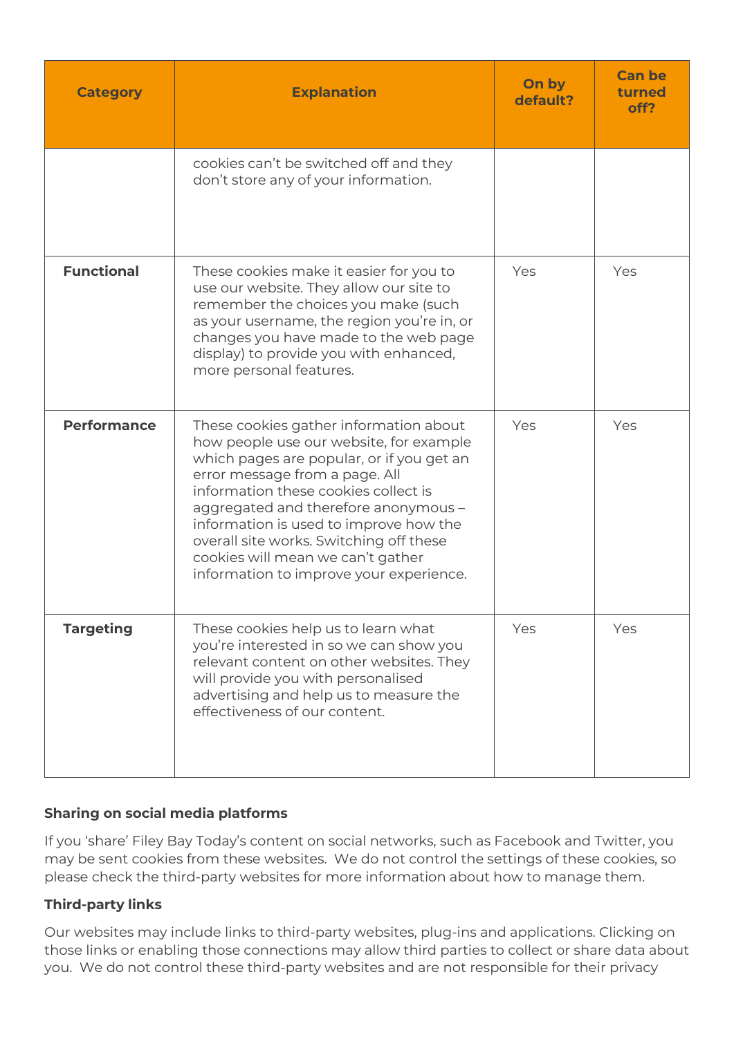| Category | Explanation | On by default? | Can be turned off? |
|---|---|---|---|
| | cookies can't be switched off and they don't store any of your information. | | |
| **Functional** | These cookies make it easier for you to use our website. They allow our site to remember the choices you make (such as your username, the region you're in, or changes you have made to the web page display) to provide you with enhanced, more personal features. | Yes | Yes |
| **Performance** | These cookies gather information about how people use our website, for example which pages are popular, or if you get an error message from a page. All information these cookies collect is aggregated and therefore anonymous – information is used to improve how the overall site works. Switching off these cookies will mean we can't gather information to improve your experience. | Yes | Yes |
| **Targeting** | These cookies help us to learn what you're interested in so we can show you relevant content on other websites. They will provide you with personalised advertising and help us to measure the effectiveness of our content. | Yes | Yes |

**Sharing on social media platforms**

If you 'share' Filey Bay Today's content on social networks, such as Facebook and Twitter, you may be sent cookies from these websites. We do not control the settings of these cookies, so please check the third-party websites for more information about how to manage them.

**Third-party links**

Our websites may include links to third-party websites, plug-ins and applications. Clicking on those links or enabling those connections may allow third parties to collect or share data about you. We do not control these third-party websites and are not responsible for their privacy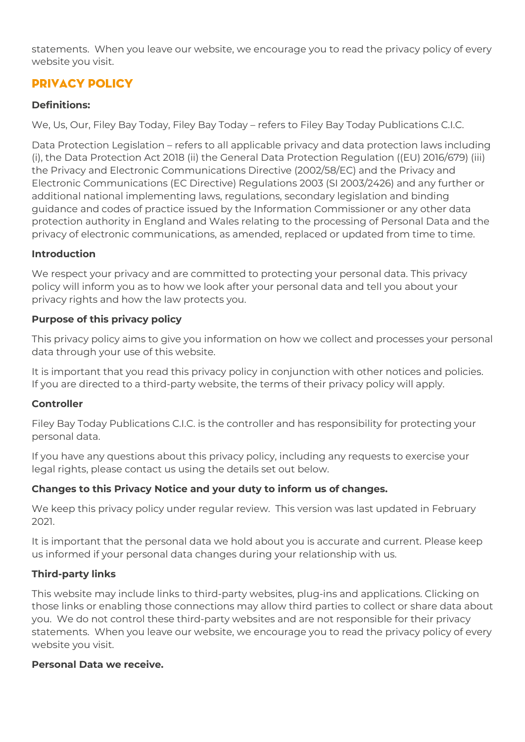statements. When you leave our website, we encourage you to read the privacy policy of every website you visit.

## PRIVACY POLICY

**Definitions:**

We, Us, Our, Filey Bay Today, Filey Bay Today – refers to Filey Bay Today Publications C.I.C.

Data Protection Legislation – refers to all applicable privacy and data protection laws including (i), the Data Protection Act 2018 (ii) the General Data Protection Regulation ((EU) 2016/679) (iii) the Privacy and Electronic Communications Directive (2002/58/EC) and the Privacy and Electronic Communications (EC Directive) Regulations 2003 (SI 2003/2426) and any further or additional national implementing laws, regulations, secondary legislation and binding guidance and codes of practice issued by the Information Commissioner or any other data protection authority in England and Wales relating to the processing of Personal Data and the privacy of electronic communications, as amended, replaced or updated from time to time.

**Introduction**

We respect your privacy and are committed to protecting your personal data. This privacy policy will inform you as to how we look after your personal data and tell you about your privacy rights and how the law protects you.

**Purpose of this privacy policy**

This privacy policy aims to give you information on how we collect and processes your personal data through your use of this website.

It is important that you read this privacy policy in conjunction with other notices and policies. If you are directed to a third-party website, the terms of their privacy policy will apply.

**Controller**

Filey Bay Today Publications C.I.C. is the controller and has responsibility for protecting your personal data.

If you have any questions about this privacy policy, including any requests to exercise your legal rights, please contact us using the details set out below.

**Changes to this Privacy Notice and your duty to inform us of changes.**

We keep this privacy policy under regular review. This version was last updated in February 2021.

It is important that the personal data we hold about you is accurate and current. Please keep us informed if your personal data changes during your relationship with us.

**Third-party links**

This website may include links to third-party websites, plug-ins and applications. Clicking on those links or enabling those connections may allow third parties to collect or share data about you. We do not control these third-party websites and are not responsible for their privacy statements. When you leave our website, we encourage you to read the privacy policy of every website you visit.

**Personal Data we receive.**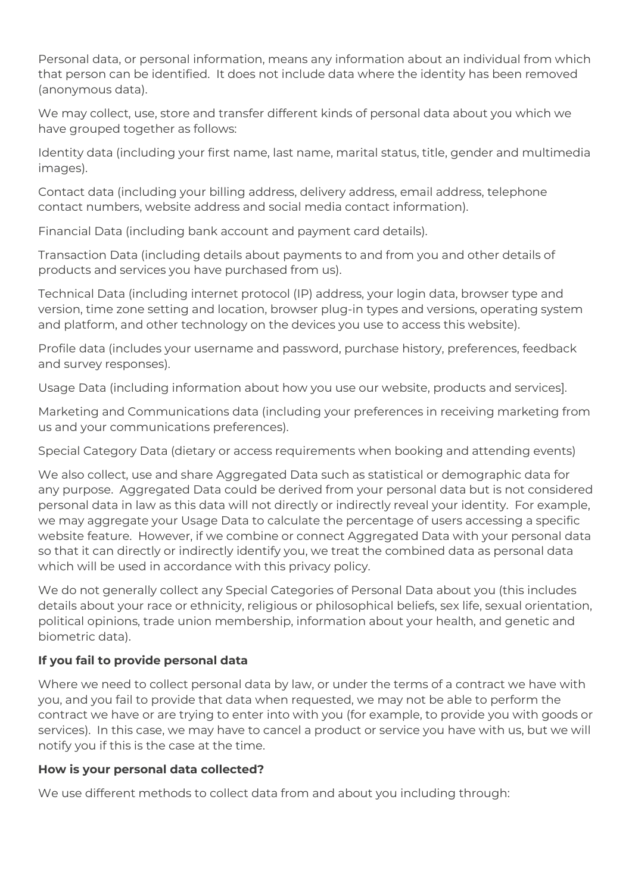Personal data, or personal information, means any information about an individual from which that person can be identified. It does not include data where the identity has been removed (anonymous data).

We may collect, use, store and transfer different kinds of personal data about you which we have grouped together as follows:

Identity data (including your first name, last name, marital status, title, gender and multimedia images).

Contact data (including your billing address, delivery address, email address, telephone contact numbers, website address and social media contact information).

Financial Data (including bank account and payment card details).

Transaction Data (including details about payments to and from you and other details of products and services you have purchased from us).

Technical Data (including internet protocol (IP) address, your login data, browser type and version, time zone setting and location, browser plug-in types and versions, operating system and platform, and other technology on the devices you use to access this website).

Profile data (includes your username and password, purchase history, preferences, feedback and survey responses).

Usage Data (including information about how you use our website, products and services].

Marketing and Communications data (including your preferences in receiving marketing from us and your communications preferences).

Special Category Data (dietary or access requirements when booking and attending events)

We also collect, use and share Aggregated Data such as statistical or demographic data for any purpose. Aggregated Data could be derived from your personal data but is not considered personal data in law as this data will not directly or indirectly reveal your identity. For example, we may aggregate your Usage Data to calculate the percentage of users accessing a specific website feature. However, if we combine or connect Aggregated Data with your personal data so that it can directly or indirectly identify you, we treat the combined data as personal data which will be used in accordance with this privacy policy.

We do not generally collect any Special Categories of Personal Data about you (this includes details about your race or ethnicity, religious or philosophical beliefs, sex life, sexual orientation, political opinions, trade union membership, information about your health, and genetic and biometric data).

**If you fail to provide personal data**

Where we need to collect personal data by law, or under the terms of a contract we have with you, and you fail to provide that data when requested, we may not be able to perform the contract we have or are trying to enter into with you (for example, to provide you with goods or services). In this case, we may have to cancel a product or service you have with us, but we will notify you if this is the case at the time.

**How is your personal data collected?**

We use different methods to collect data from and about you including through: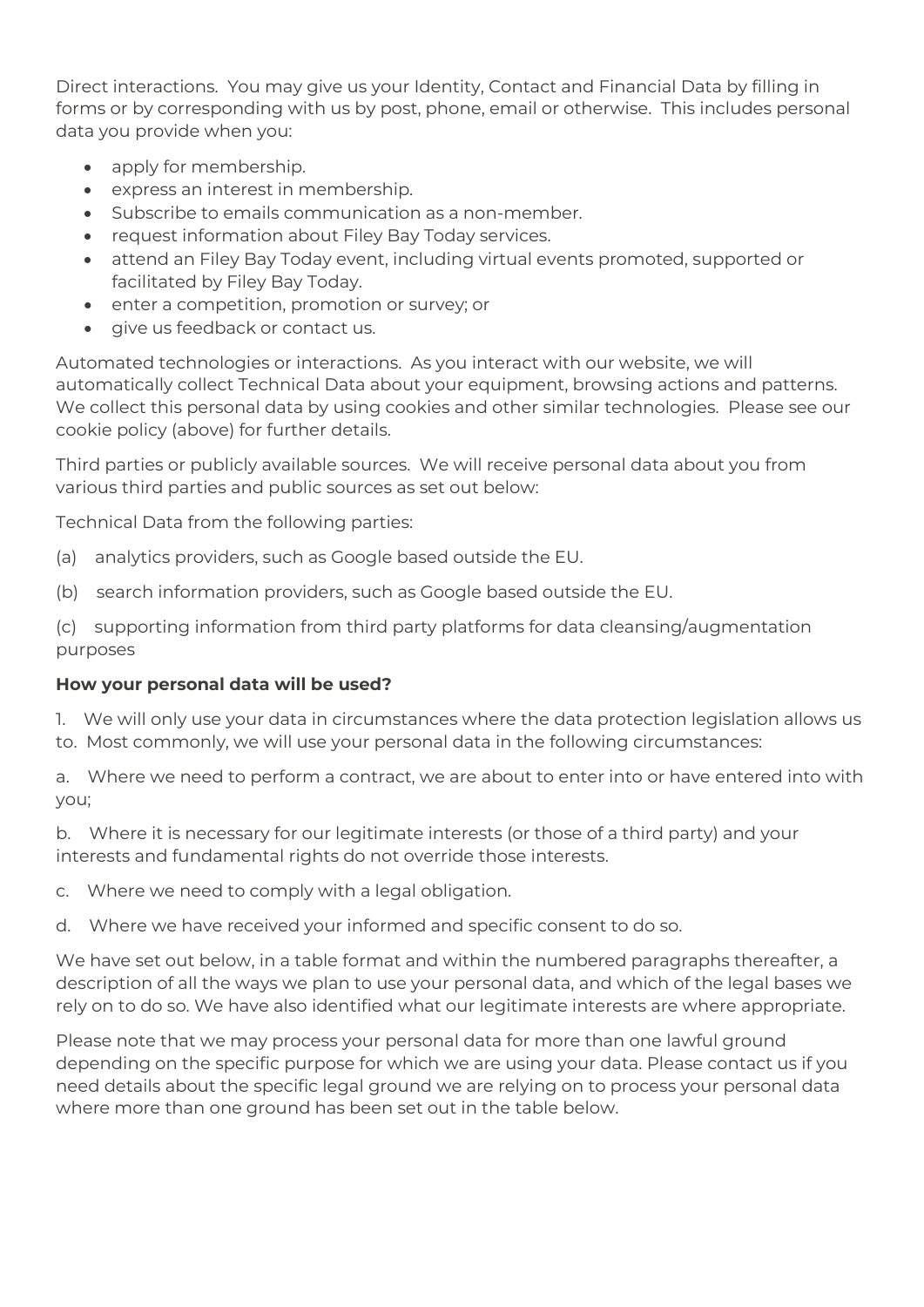Direct interactions. You may give us your Identity, Contact and Financial Data by filling in forms or by corresponding with us by post, phone, email or otherwise. This includes personal data you provide when you:

- apply for membership.
- express an interest in membership.
- Subscribe to emails communication as a non-member.
- request information about Filey Bay Today services.
- attend an Filey Bay Today event, including virtual events promoted, supported or facilitated by Filey Bay Today.
- enter a competition, promotion or survey; or
- give us feedback or contact us.

Automated technologies or interactions. As you interact with our website, we will automatically collect Technical Data about your equipment, browsing actions and patterns. We collect this personal data by using cookies and other similar technologies. Please see our cookie policy (above) for further details.

Third parties or publicly available sources. We will receive personal data about you from various third parties and public sources as set out below:

Technical Data from the following parties:

(a) analytics providers, such as Google based outside the EU.

(b) search information providers, such as Google based outside the EU.

(c) supporting information from third party platforms for data cleansing/augmentation purposes

**How your personal data will be used?**

1. We will only use your data in circumstances where the data protection legislation allows us to. Most commonly, we will use your personal data in the following circumstances:

a. Where we need to perform a contract, we are about to enter into or have entered into with you;

b. Where it is necessary for our legitimate interests (or those of a third party) and your interests and fundamental rights do not override those interests.

c. Where we need to comply with a legal obligation.

d. Where we have received your informed and specific consent to do so.

We have set out below, in a table format and within the numbered paragraphs thereafter, a description of all the ways we plan to use your personal data, and which of the legal bases we rely on to do so. We have also identified what our legitimate interests are where appropriate.

Please note that we may process your personal data for more than one lawful ground depending on the specific purpose for which we are using your data. Please contact us if you need details about the specific legal ground we are relying on to process your personal data where more than one ground has been set out in the table below.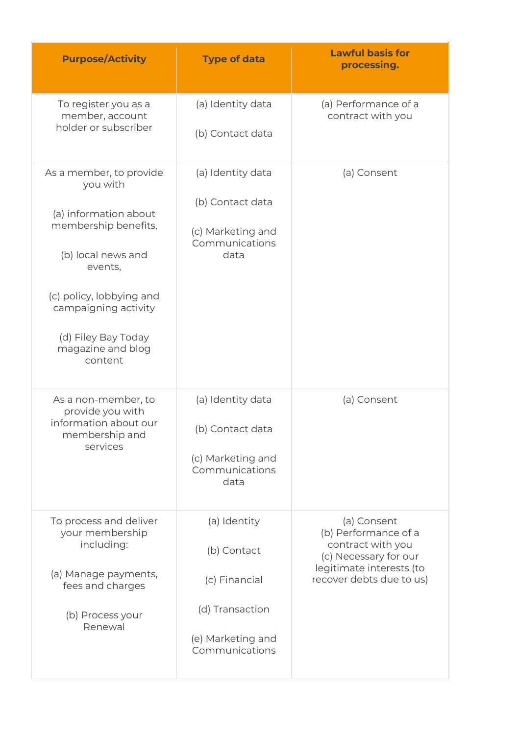| Purpose/Activity | Type of data | Lawful basis for processing. |
|---|---|---|
| To register you as a member, account holder or subscriber | (a) Identity data<br><br>(b) Contact data | (a) Performance of a contract with you |
| As a member, to provide you with<br><br>(a) information about membership benefits,<br><br>(b) local news and events,<br><br>(c) policy, lobbying and campaigning activity<br><br>(d) Filey Bay Today magazine and blog content | (a) Identity data<br><br>(b) Contact data<br><br>(c) Marketing and Communications data | (a) Consent |
| As a non-member, to provide you with information about our membership and services | (a) Identity data<br><br>(b) Contact data<br><br>(c) Marketing and Communications data | (a) Consent |
| To process and deliver your membership including:<br><br>(a) Manage payments, fees and charges<br><br>(b) Process your Renewal | (a) Identity<br><br>(b) Contact<br><br>(c) Financial<br><br>(d) Transaction<br><br>(e) Marketing and Communications | (a) Consent<br>(b) Performance of a contract with you<br>(c) Necessary for our legitimate interests (to recover debts due to us) |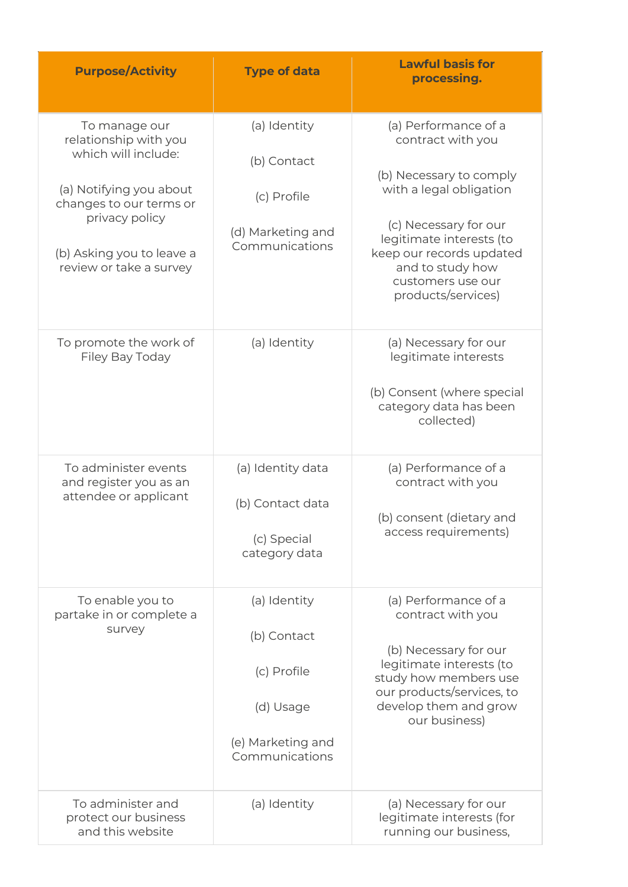| Purpose/Activity | Type of data | Lawful basis for processing. |
|---|---|---|
| To manage our relationship with you which will include:<br><br>(a) Notifying you about changes to our terms or privacy policy<br><br>(b) Asking you to leave a review or take a survey | (a) Identity<br><br>(b) Contact<br><br>(c) Profile<br><br>(d) Marketing and Communications | (a) Performance of a contract with you<br><br>(b) Necessary to comply with a legal obligation<br><br>(c) Necessary for our legitimate interests (to keep our records updated and to study how customers use our products/services) |
| To promote the work of Filey Bay Today | (a) Identity | (a) Necessary for our legitimate interests<br><br>(b) Consent (where special category data has been collected) |
| To administer events and register you as an attendee or applicant | (a) Identity data<br><br>(b) Contact data<br><br>(c) Special category data | (a) Performance of a contract with you<br><br>(b) consent (dietary and access requirements) |
| To enable you to partake in or complete a survey | (a) Identity<br><br>(b) Contact<br><br>(c) Profile<br><br>(d) Usage<br><br>(e) Marketing and Communications | (a) Performance of a contract with you<br><br>(b) Necessary for our legitimate interests (to study how members use our products/services, to develop them and grow our business) |
| To administer and protect our business and this website | (a) Identity | (a) Necessary for our legitimate interests (for running our business, |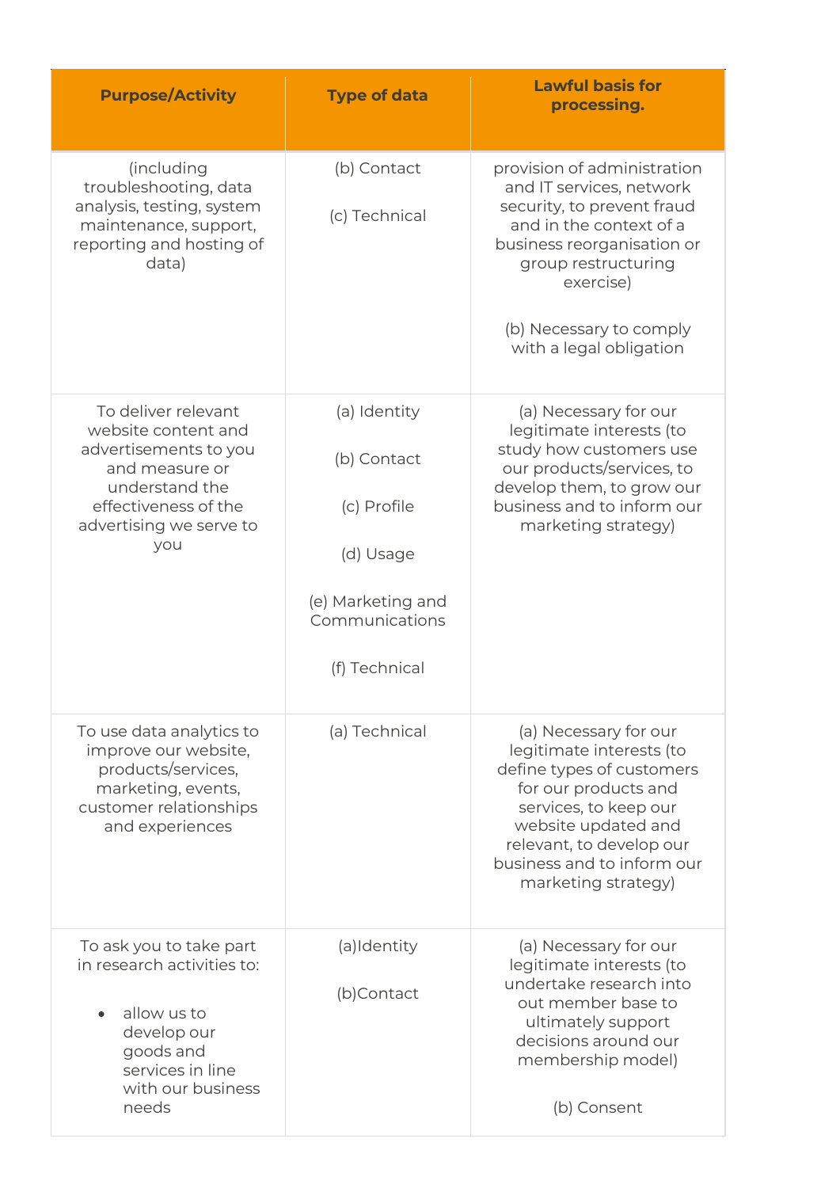| Purpose/Activity | Type of data | Lawful basis for processing. |
|---|---|---|
| (including troubleshooting, data analysis, testing, system maintenance, support, reporting and hosting of data) | (b) Contact<br><br>(c) Technical | provision of administration and IT services, network security, to prevent fraud and in the context of a business reorganisation or group restructuring exercise)<br><br>(b) Necessary to comply with a legal obligation |
| To deliver relevant website content and advertisements to you and measure or understand the effectiveness of the advertising we serve to you | (a) Identity<br><br>(b) Contact<br><br>(c) Profile<br><br>(d) Usage<br><br>(e) Marketing and Communications<br><br>(f) Technical | (a) Necessary for our legitimate interests (to study how customers use our products/services, to develop them, to grow our business and to inform our marketing strategy) |
| To use data analytics to improve our website, products/services, marketing, events, customer relationships and experiences | (a) Technical | (a) Necessary for our legitimate interests (to define types of customers for our products and services, to keep our website updated and relevant, to develop our business and to inform our marketing strategy) |
| To ask you to take part in research activities to:<br><br>• allow us to develop our goods and services in line with our business needs | (a)Identity<br><br>(b)Contact | (a) Necessary for our legitimate interests (to undertake research into out member base to ultimately support decisions around our membership model)<br><br>(b) Consent |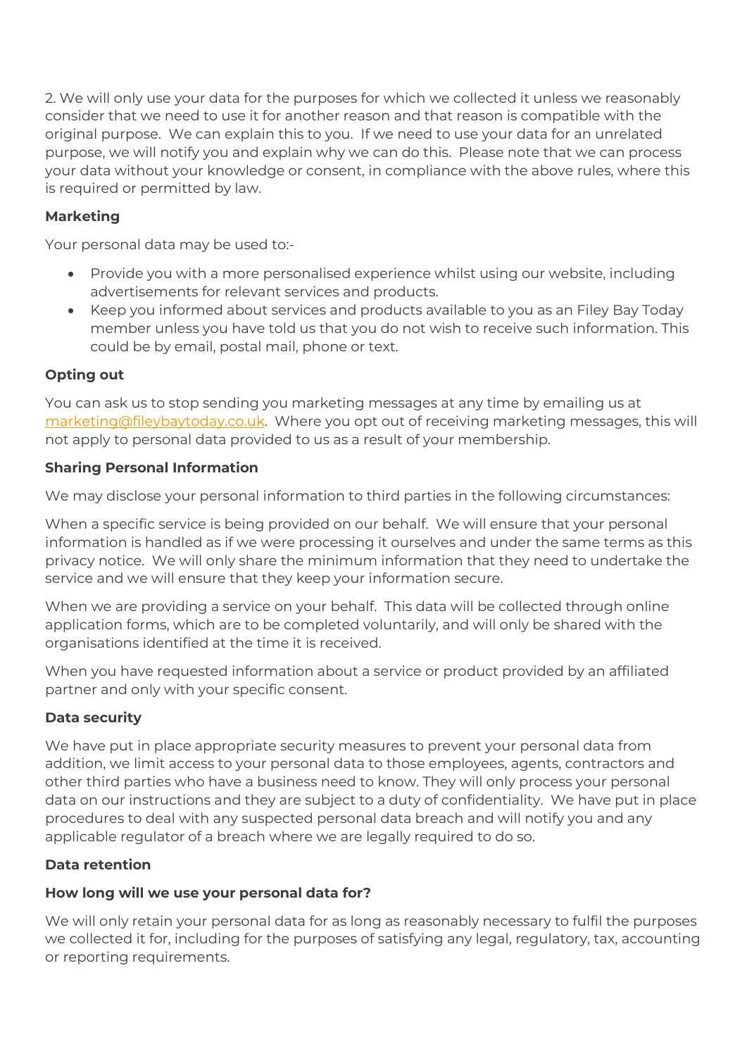2. We will only use your data for the purposes for which we collected it unless we reasonably consider that we need to use it for another reason and that reason is compatible with the original purpose. We can explain this to you. If we need to use your data for an unrelated purpose, we will notify you and explain why we can do this. Please note that we can process your data without your knowledge or consent, in compliance with the above rules, where this is required or permitted by law.

**Marketing**

Your personal data may be used to:-

- Provide you with a more personalised experience whilst using our website, including advertisements for relevant services and products.
- Keep you informed about services and products available to you as an Filey Bay Today member unless you have told us that you do not wish to receive such information. This could be by email, postal mail, phone or text.

**Opting out**

You can ask us to stop sending you marketing messages at any time by emailing us at marketing@fileybaytoday.co.uk. Where you opt out of receiving marketing messages, this will not apply to personal data provided to us as a result of your membership.

**Sharing Personal Information**

We may disclose your personal information to third parties in the following circumstances:

When a specific service is being provided on our behalf. We will ensure that your personal information is handled as if we were processing it ourselves and under the same terms as this privacy notice. We will only share the minimum information that they need to undertake the service and we will ensure that they keep your information secure.

When we are providing a service on your behalf. This data will be collected through online application forms, which are to be completed voluntarily, and will only be shared with the organisations identified at the time it is received.

When you have requested information about a service or product provided by an affiliated partner and only with your specific consent.

**Data security**

We have put in place appropriate security measures to prevent your personal data from addition, we limit access to your personal data to those employees, agents, contractors and other third parties who have a business need to know. They will only process your personal data on our instructions and they are subject to a duty of confidentiality. We have put in place procedures to deal with any suspected personal data breach and will notify you and any applicable regulator of a breach where we are legally required to do so.

**Data retention**

**How long will we use your personal data for?**

We will only retain your personal data for as long as reasonably necessary to fulfil the purposes we collected it for, including for the purposes of satisfying any legal, regulatory, tax, accounting or reporting requirements.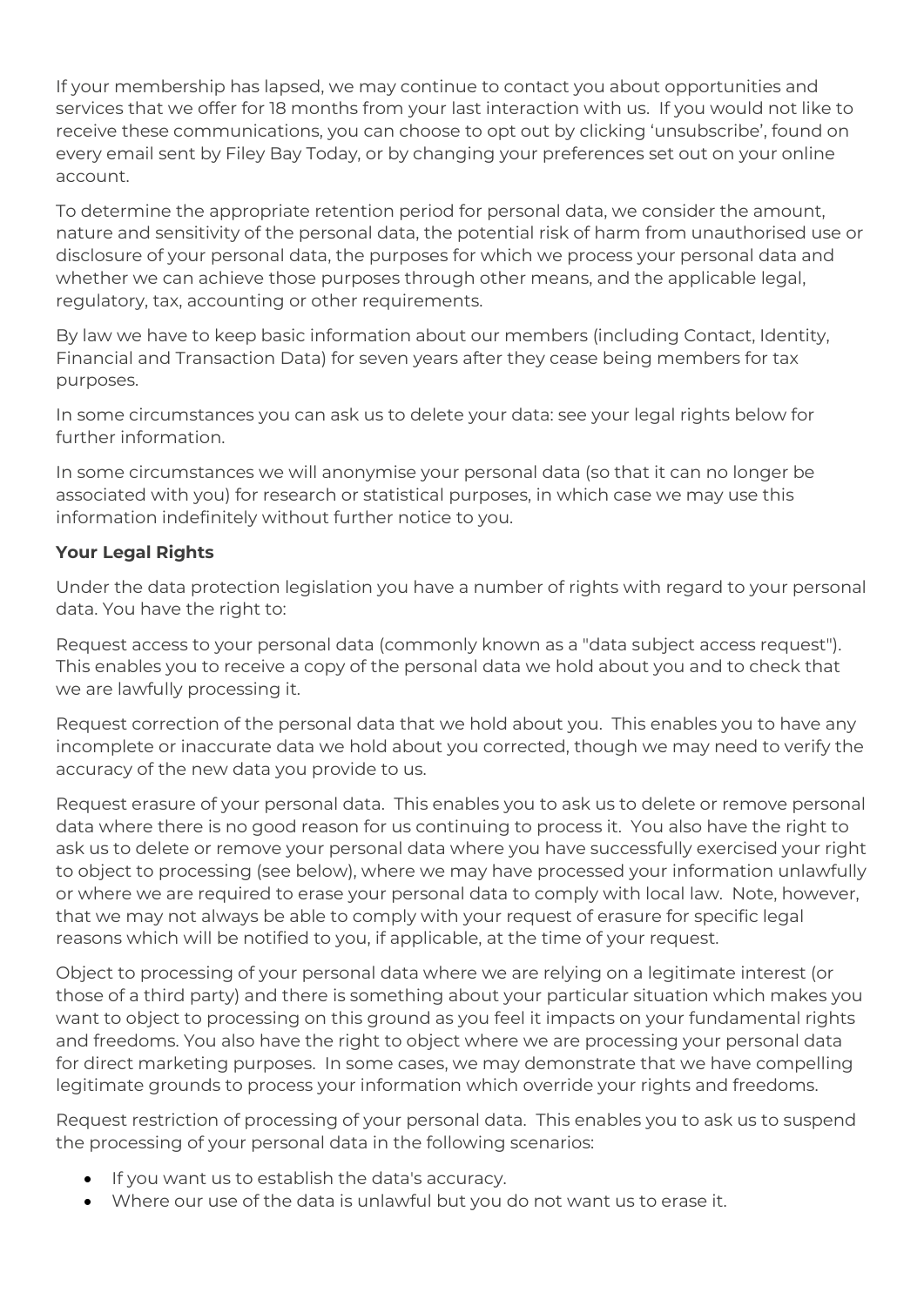If your membership has lapsed, we may continue to contact you about opportunities and services that we offer for 18 months from your last interaction with us. If you would not like to receive these communications, you can choose to opt out by clicking 'unsubscribe', found on every email sent by Filey Bay Today, or by changing your preferences set out on your online account.

To determine the appropriate retention period for personal data, we consider the amount, nature and sensitivity of the personal data, the potential risk of harm from unauthorised use or disclosure of your personal data, the purposes for which we process your personal data and whether we can achieve those purposes through other means, and the applicable legal, regulatory, tax, accounting or other requirements.

By law we have to keep basic information about our members (including Contact, Identity, Financial and Transaction Data) for seven years after they cease being members for tax purposes.

In some circumstances you can ask us to delete your data: see your legal rights below for further information.

In some circumstances we will anonymise your personal data (so that it can no longer be associated with you) for research or statistical purposes, in which case we may use this information indefinitely without further notice to you.

**Your Legal Rights**

Under the data protection legislation you have a number of rights with regard to your personal data. You have the right to:

Request access to your personal data (commonly known as a "data subject access request"). This enables you to receive a copy of the personal data we hold about you and to check that we are lawfully processing it.

Request correction of the personal data that we hold about you. This enables you to have any incomplete or inaccurate data we hold about you corrected, though we may need to verify the accuracy of the new data you provide to us.

Request erasure of your personal data. This enables you to ask us to delete or remove personal data where there is no good reason for us continuing to process it. You also have the right to ask us to delete or remove your personal data where you have successfully exercised your right to object to processing (see below), where we may have processed your information unlawfully or where we are required to erase your personal data to comply with local law. Note, however, that we may not always be able to comply with your request of erasure for specific legal reasons which will be notified to you, if applicable, at the time of your request.

Object to processing of your personal data where we are relying on a legitimate interest (or those of a third party) and there is something about your particular situation which makes you want to object to processing on this ground as you feel it impacts on your fundamental rights and freedoms. You also have the right to object where we are processing your personal data for direct marketing purposes. In some cases, we may demonstrate that we have compelling legitimate grounds to process your information which override your rights and freedoms.

Request restriction of processing of your personal data. This enables you to ask us to suspend the processing of your personal data in the following scenarios:

- If you want us to establish the data's accuracy.
- Where our use of the data is unlawful but you do not want us to erase it.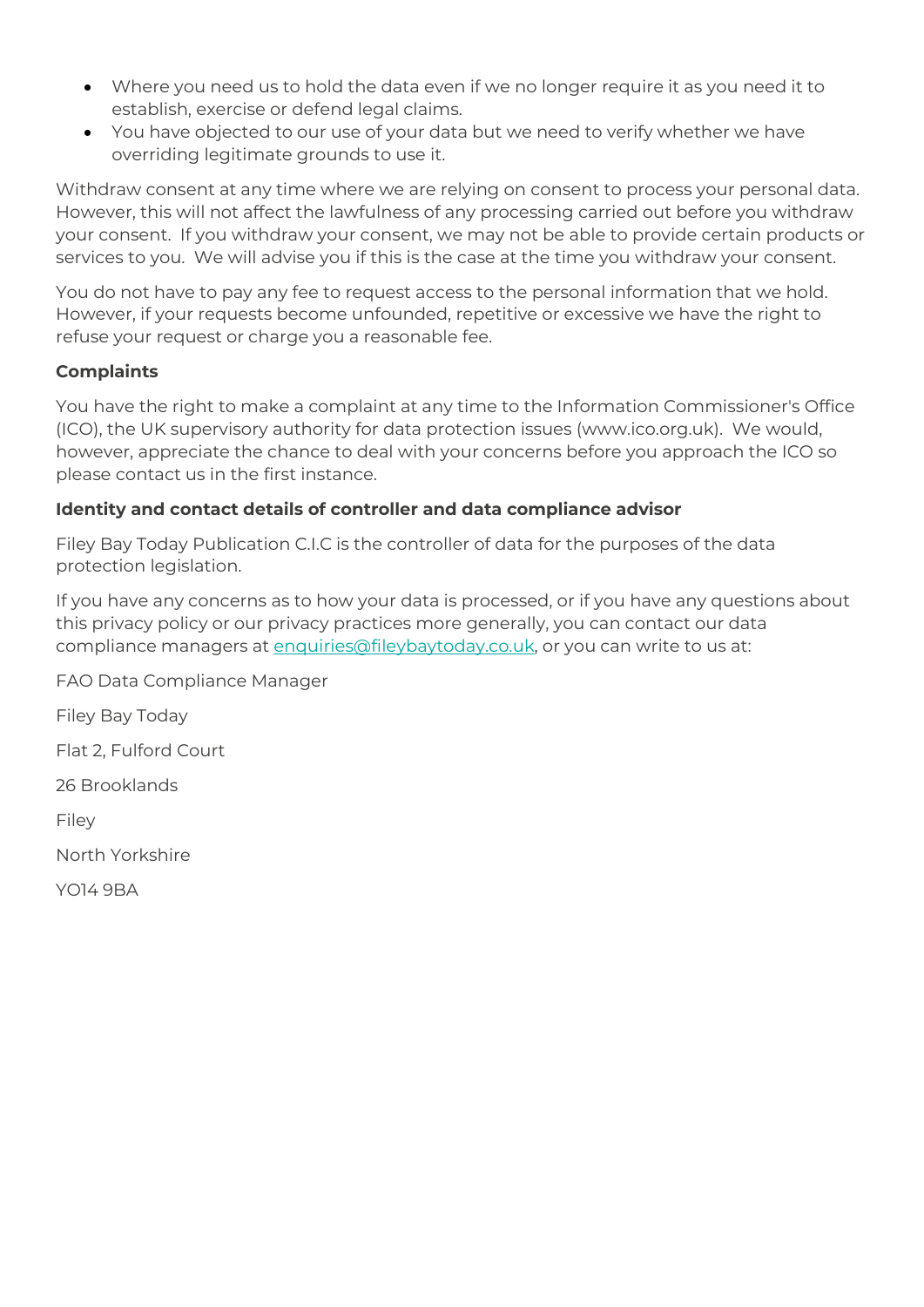- Where you need us to hold the data even if we no longer require it as you need it to establish, exercise or defend legal claims.
- You have objected to our use of your data but we need to verify whether we have overriding legitimate grounds to use it.

Withdraw consent at any time where we are relying on consent to process your personal data. However, this will not affect the lawfulness of any processing carried out before you withdraw your consent. If you withdraw your consent, we may not be able to provide certain products or services to you. We will advise you if this is the case at the time you withdraw your consent.

You do not have to pay any fee to request access to the personal information that we hold. However, if your requests become unfounded, repetitive or excessive we have the right to refuse your request or charge you a reasonable fee.

**Complaints**

You have the right to make a complaint at any time to the Information Commissioner's Office (ICO), the UK supervisory authority for data protection issues (www.ico.org.uk). We would, however, appreciate the chance to deal with your concerns before you approach the ICO so please contact us in the first instance.

**Identity and contact details of controller and data compliance advisor**

Filey Bay Today Publication C.I.C is the controller of data for the purposes of the data protection legislation.

If you have any concerns as to how your data is processed, or if you have any questions about this privacy policy or our privacy practices more generally, you can contact our data compliance managers at enquiries@fileybaytoday.co.uk, or you can write to us at:

FAO Data Compliance Manager

Filey Bay Today

Flat 2, Fulford Court

26 Brooklands

Filey

North Yorkshire

YO14 9BA